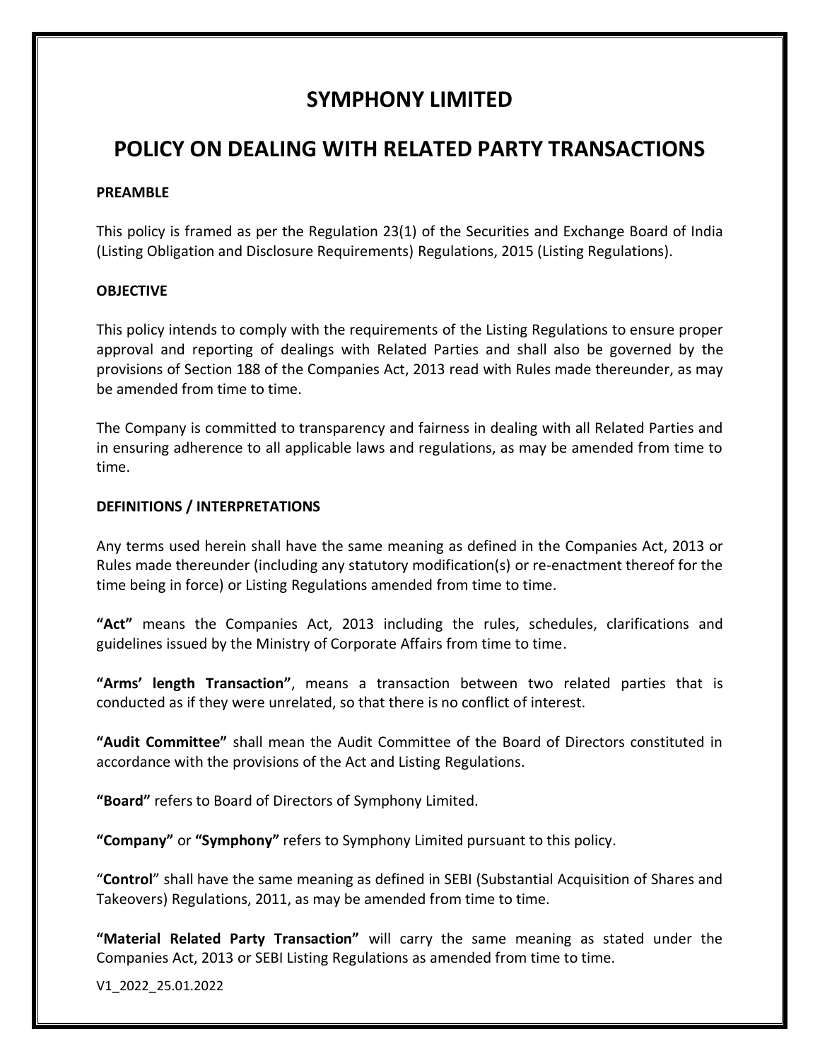# SYMPHONY LIMITED

# POLICY ON DEALING WITH RELATED PARTY TRANSACTIONS

**PREAMBLE**

This policy is framed as per the Regulation 23(1) of the Securities and Exchange Board of India (Listing Obligation and Disclosure Requirements) Regulations, 2015 (Listing Regulations).

**OBJECTIVE**

This policy intends to comply with the requirements of the Listing Regulations to ensure proper approval and reporting of dealings with Related Parties and shall also be governed by the provisions of Section 188 of the Companies Act, 2013 read with Rules made thereunder, as may be amended from time to time.

The Company is committed to transparency and fairness in dealing with all Related Parties and in ensuring adherence to all applicable laws and regulations, as may be amended from time to time.

**DEFINITIONS / INTERPRETATIONS**

Any terms used herein shall have the same meaning as defined in the Companies Act, 2013 or Rules made thereunder (including any statutory modification(s) or re-enactment thereof for the time being in force) or Listing Regulations amended from time to time.

**"Act"** means the Companies Act, 2013 including the rules, schedules, clarifications and guidelines issued by the Ministry of Corporate Affairs from time to time.

**"Arms' length Transaction"**, means a transaction between two related parties that is conducted as if they were unrelated, so that there is no conflict of interest.

**"Audit Committee"** shall mean the Audit Committee of the Board of Directors constituted in accordance with the provisions of the Act and Listing Regulations.

**"Board"** refers to Board of Directors of Symphony Limited.

**"Company"** or **"Symphony"** refers to Symphony Limited pursuant to this policy.

"**Control**" shall have the same meaning as defined in SEBI (Substantial Acquisition of Shares and Takeovers) Regulations, 2011, as may be amended from time to time.

**"Material Related Party Transaction"** will carry the same meaning as stated under the Companies Act, 2013 or SEBI Listing Regulations as amended from time to time.

V1_2022_25.01.2022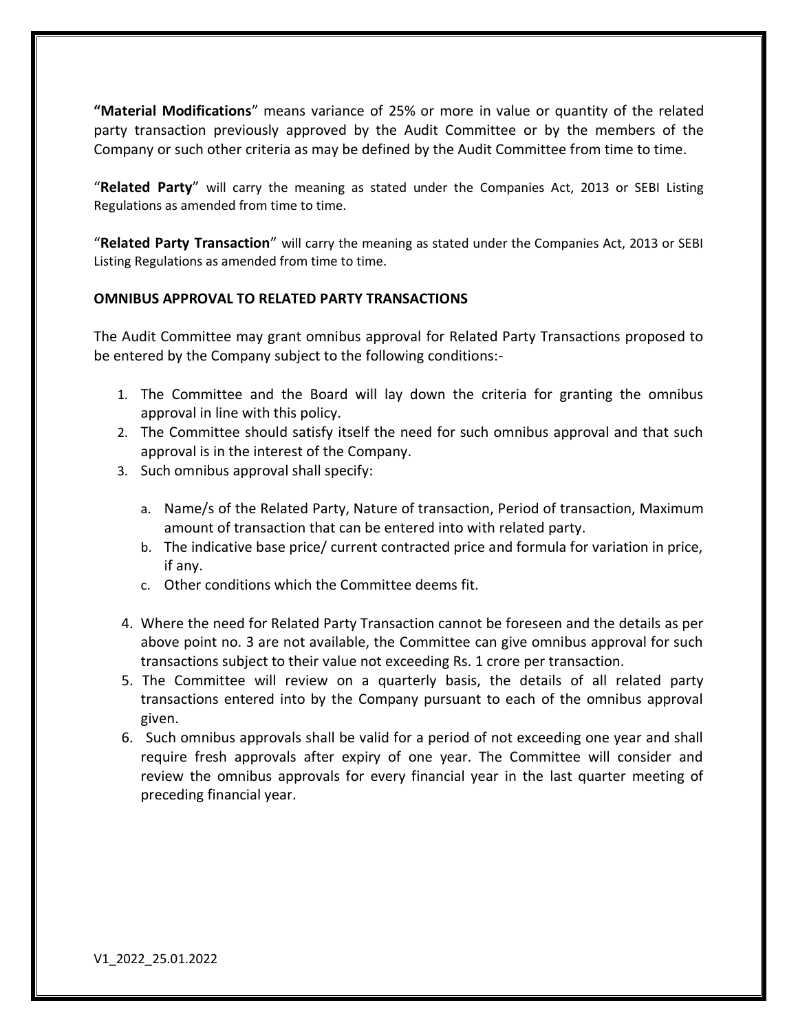**"Material Modifications"** means variance of 25% or more in value or quantity of the related party transaction previously approved by the Audit Committee or by the members of the Company or such other criteria as may be defined by the Audit Committee from time to time.

"**Related Party**" will carry the meaning as stated under the Companies Act, 2013 or SEBI Listing Regulations as amended from time to time.

"**Related Party Transaction**" will carry the meaning as stated under the Companies Act, 2013 or SEBI Listing Regulations as amended from time to time.

**OMNIBUS APPROVAL TO RELATED PARTY TRANSACTIONS**

The Audit Committee may grant omnibus approval for Related Party Transactions proposed to be entered by the Company subject to the following conditions:-

1. The Committee and the Board will lay down the criteria for granting the omnibus approval in line with this policy.
2. The Committee should satisfy itself the need for such omnibus approval and that such approval is in the interest of the Company.
3. Such omnibus approval shall specify:
   a. Name/s of the Related Party, Nature of transaction, Period of transaction, Maximum amount of transaction that can be entered into with related party.
   b. The indicative base price/ current contracted price and formula for variation in price, if any.
   c. Other conditions which the Committee deems fit.
4. Where the need for Related Party Transaction cannot be foreseen and the details as per above point no. 3 are not available, the Committee can give omnibus approval for such transactions subject to their value not exceeding Rs. 1 crore per transaction.
5. The Committee will review on a quarterly basis, the details of all related party transactions entered into by the Company pursuant to each of the omnibus approval given.
6. Such omnibus approvals shall be valid for a period of not exceeding one year and shall require fresh approvals after expiry of one year. The Committee will consider and review the omnibus approvals for every financial year in the last quarter meeting of preceding financial year.

V1_2022_25.01.2022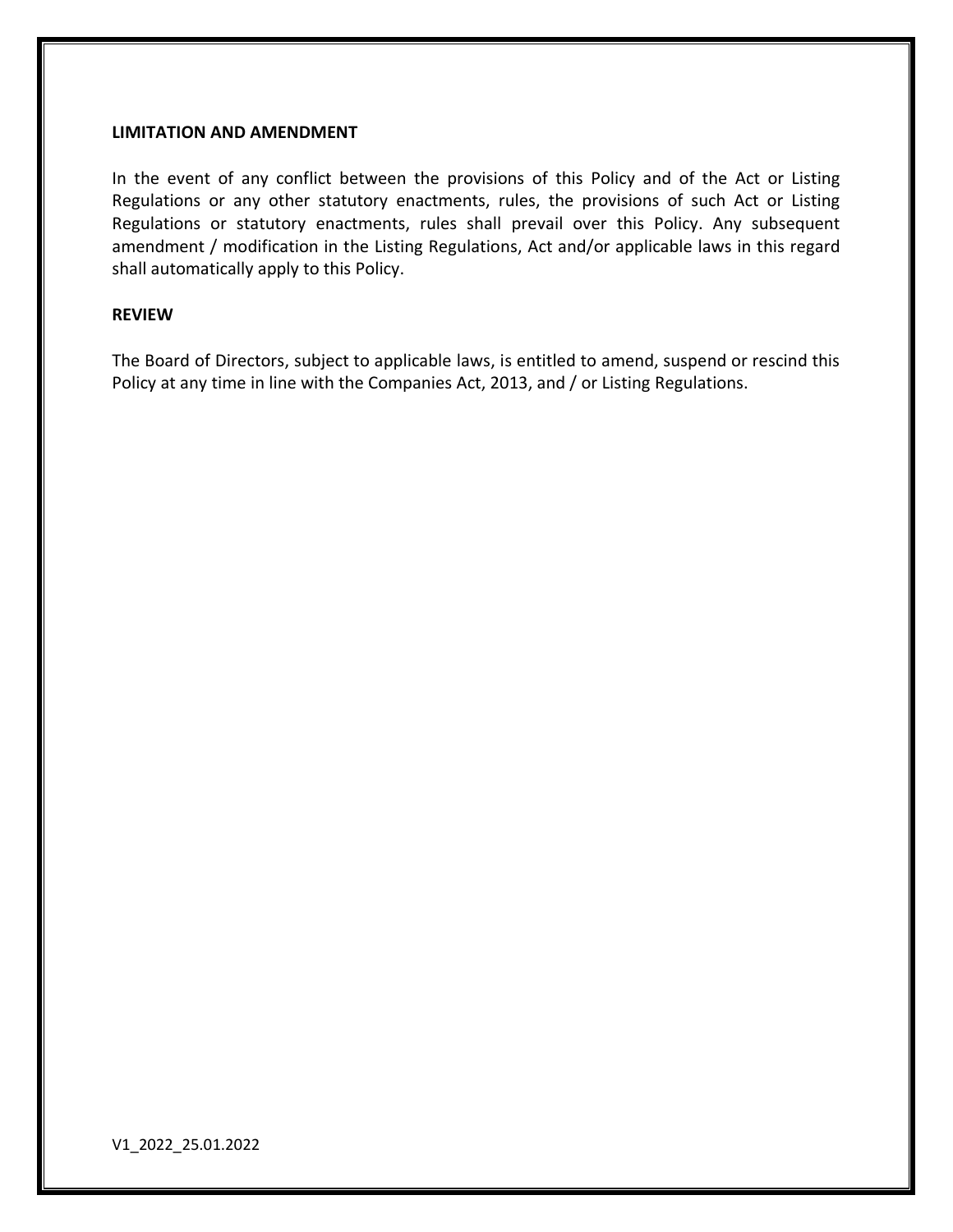**LIMITATION AND AMENDMENT**

In the event of any conflict between the provisions of this Policy and of the Act or Listing Regulations or any other statutory enactments, rules, the provisions of such Act or Listing Regulations or statutory enactments, rules shall prevail over this Policy. Any subsequent amendment / modification in the Listing Regulations, Act and/or applicable laws in this regard shall automatically apply to this Policy.

**REVIEW**

The Board of Directors, subject to applicable laws, is entitled to amend, suspend or rescind this Policy at any time in line with the Companies Act, 2013, and / or Listing Regulations.